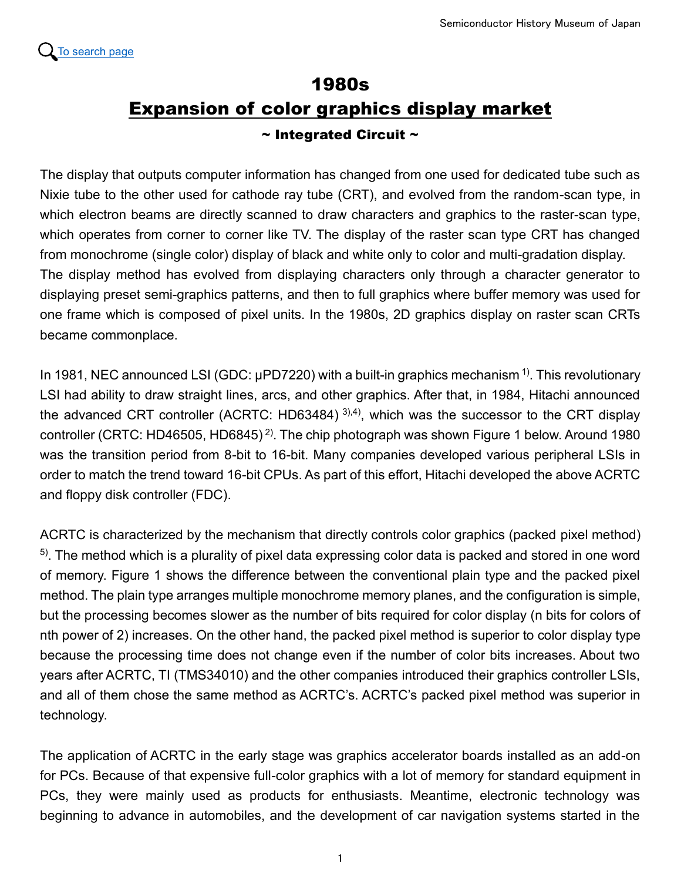[To search page](#)

# 1980s

## Expansion of color graphics display market

### ~ Integrated Circuit ~

The display that outputs computer information has changed from one used for dedicated tube such as Nixie tube to the other used for cathode ray tube (CRT), and evolved from the random-scan type, in which electron beams are directly scanned to draw characters and graphics to the raster-scan type, which operates from corner to corner like TV. The display of the raster scan type CRT has changed from monochrome (single color) display of black and white only to color and multi-gradation display. The display method has evolved from displaying characters only through a character generator to displaying preset semi-graphics patterns, and then to full graphics where buffer memory was used for one frame which is composed of pixel units. In the 1980s, 2D graphics display on raster scan CRTs became commonplace.

In 1981, NEC announced LSI (GDC: μPD7220) with a built-in graphics mechanism [1]. This revolutionary LSI had ability to draw straight lines, arcs, and other graphics. After that, in 1984, Hitachi announced the advanced CRT controller (ACRTC: HD63484) [3),4)], which was the successor to the CRT display controller (CRTC: HD46505, HD6845) [2)]. The chip photograph was shown Figure 1 below. Around 1980 was the transition period from 8-bit to 16-bit. Many companies developed various peripheral LSIs in order to match the trend toward 16-bit CPUs. As part of this effort, Hitachi developed the above ACRTC and floppy disk controller (FDC).

ACRTC is characterized by the mechanism that directly controls color graphics (packed pixel method) [5)]. The method which is a plurality of pixel data expressing color data is packed and stored in one word of memory. Figure 1 shows the difference between the conventional plain type and the packed pixel method. The plain type arranges multiple monochrome memory planes, and the configuration is simple, but the processing becomes slower as the number of bits required for color display (n bits for colors of nth power of 2) increases. On the other hand, the packed pixel method is superior to color display type because the processing time does not change even if the number of color bits increases. About two years after ACRTC, TI (TMS34010) and the other companies introduced their graphics controller LSIs, and all of them chose the same method as ACRTC's. ACRTC's packed pixel method was superior in technology.

The application of ACRTC in the early stage was graphics accelerator boards installed as an add-on for PCs. Because of that expensive full-color graphics with a lot of memory for standard equipment in PCs, they were mainly used as products for enthusiasts. Meantime, electronic technology was beginning to advance in automobiles, and the development of car navigation systems started in the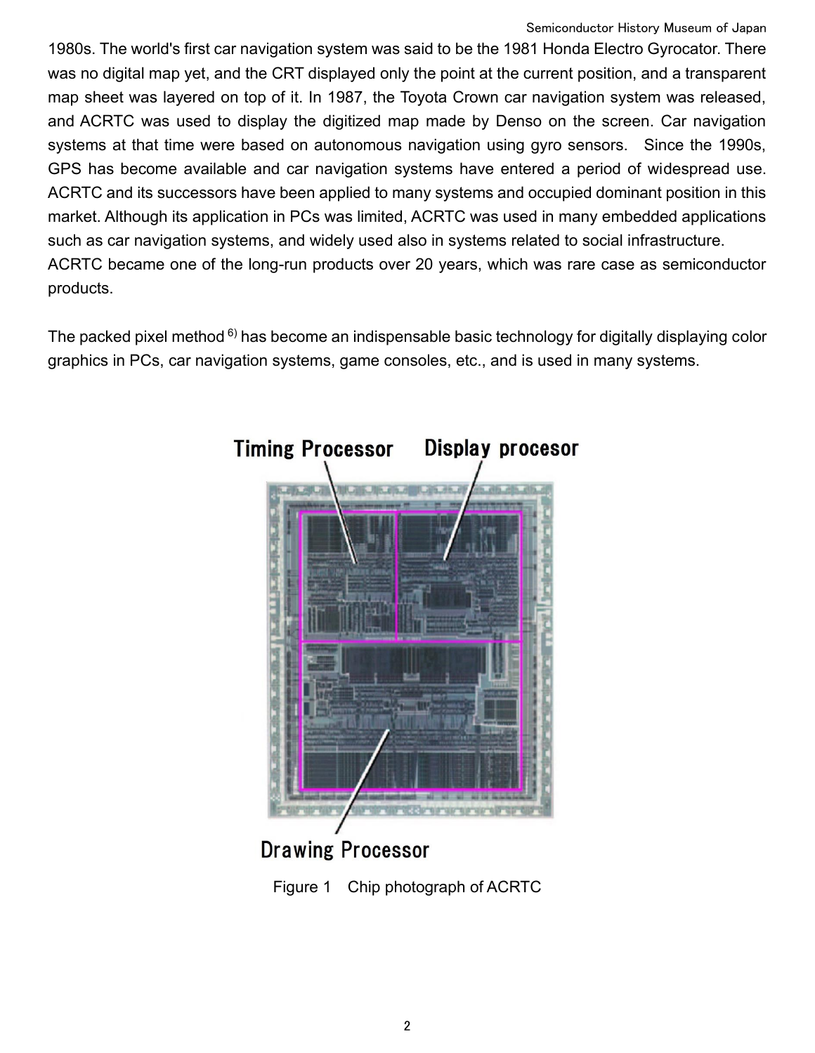1980s. The world's first car navigation system was said to be the 1981 Honda Electro Gyrocator. There was no digital map yet, and the CRT displayed only the point at the current position, and a transparent map sheet was layered on top of it. In 1987, the Toyota Crown car navigation system was released, and ACRTC was used to display the digitized map made by Denso on the screen. Car navigation systems at that time were based on autonomous navigation using gyro sensors. Since the 1990s, GPS has become available and car navigation systems have entered a period of widespread use. ACRTC and its successors have been applied to many systems and occupied dominant position in this market. Although its application in PCs was limited, ACRTC was used in many embedded applications such as car navigation systems, and widely used also in systems related to social infrastructure.
ACRTC became one of the long-run products over 20 years, which was rare case as semiconductor products.

The packed pixel method [6)] has become an indispensable basic technology for digitally displaying color graphics in PCs, car navigation systems, game consoles, etc., and is used in many systems.

Timing Processor Display procesor

Drawing Processor

Figure 1 Chip photograph of ACRTC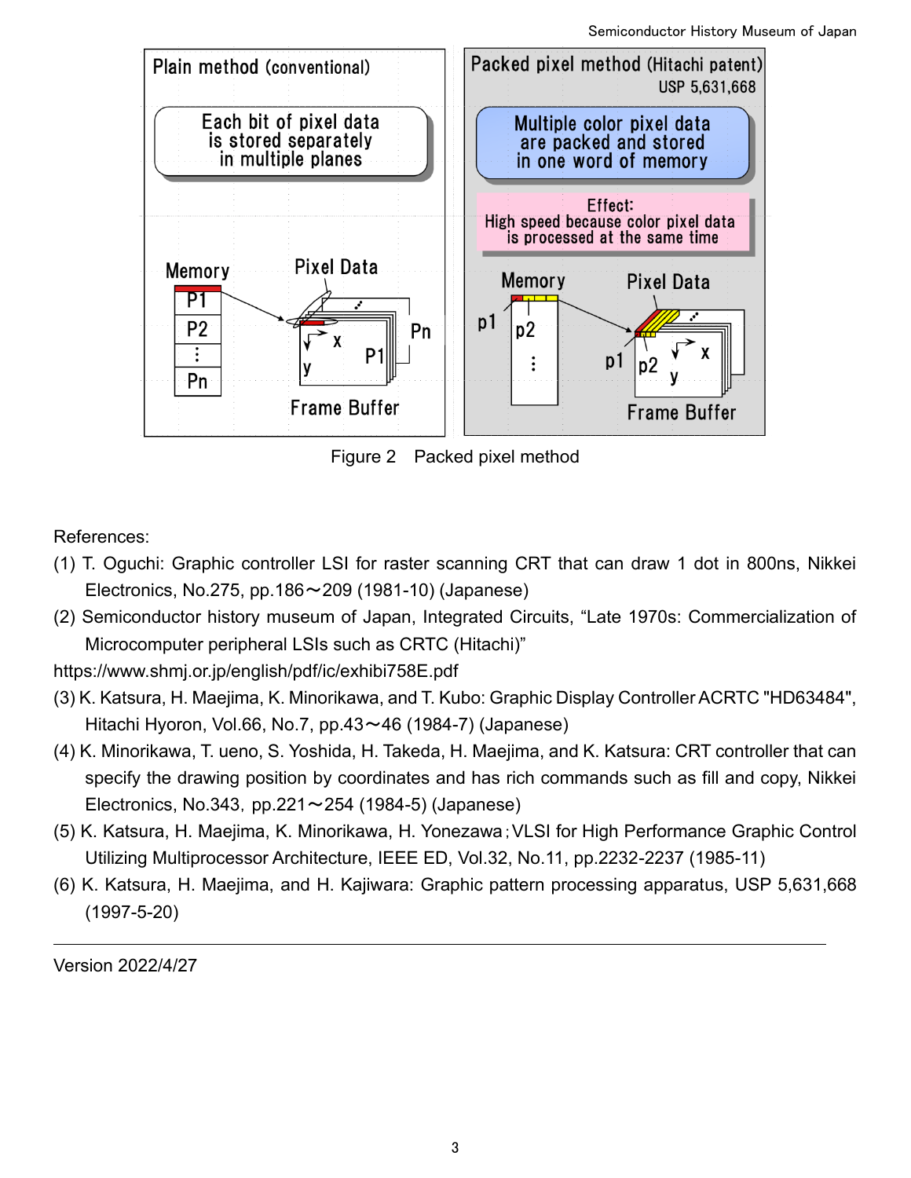Plain method (conventional)

Each bit of pixel data is stored separately in multiple planes

Memory

P1

P2

⋮

Pn

Pixel Data

x

y

P1

Pn

Frame Buffer

Packed pixel method (Hitachi patent)

USP 5,631,668

Multiple color pixel data are packed and stored in one word of memory

Effect:
High speed because color pixel data is processed at the same time

Memory

p1

p2

⋮

Pixel Data

p1

p2

x

y

Frame Buffer

Figure 2　Packed pixel method

References:

(1) T. Oguchi: Graphic controller LSI for raster scanning CRT that can draw 1 dot in 800ns, Nikkei Electronics, No.275, pp.186～209 (1981-10) (Japanese)

(2) Semiconductor history museum of Japan, Integrated Circuits, “Late 1970s: Commercialization of Microcomputer peripheral LSIs such as CRTC (Hitachi)”
https://www.shmj.or.jp/english/pdf/ic/exhibi758E.pdf

(3) K. Katsura, H. Maejima, K. Minorikawa, and T. Kubo: Graphic Display Controller ACRTC "HD63484", Hitachi Hyoron, Vol.66, No.7, pp.43～46 (1984-7) (Japanese)

(4) K. Minorikawa, T. ueno, S. Yoshida, H. Takeda, H. Maejima, and K. Katsura: CRT controller that can specify the drawing position by coordinates and has rich commands such as fill and copy, Nikkei Electronics, No.343, pp.221～254 (1984-5) (Japanese)

(5) K. Katsura, H. Maejima, K. Minorikawa, H. Yonezawa；VLSI for High Performance Graphic Control Utilizing Multiprocessor Architecture, IEEE ED, Vol.32, No.11, pp.2232-2237 (1985-11)

(6) K. Katsura, H. Maejima, and H. Kajiwara: Graphic pattern processing apparatus, USP 5,631,668 (1997-5-20)

---

Version 2022/4/27